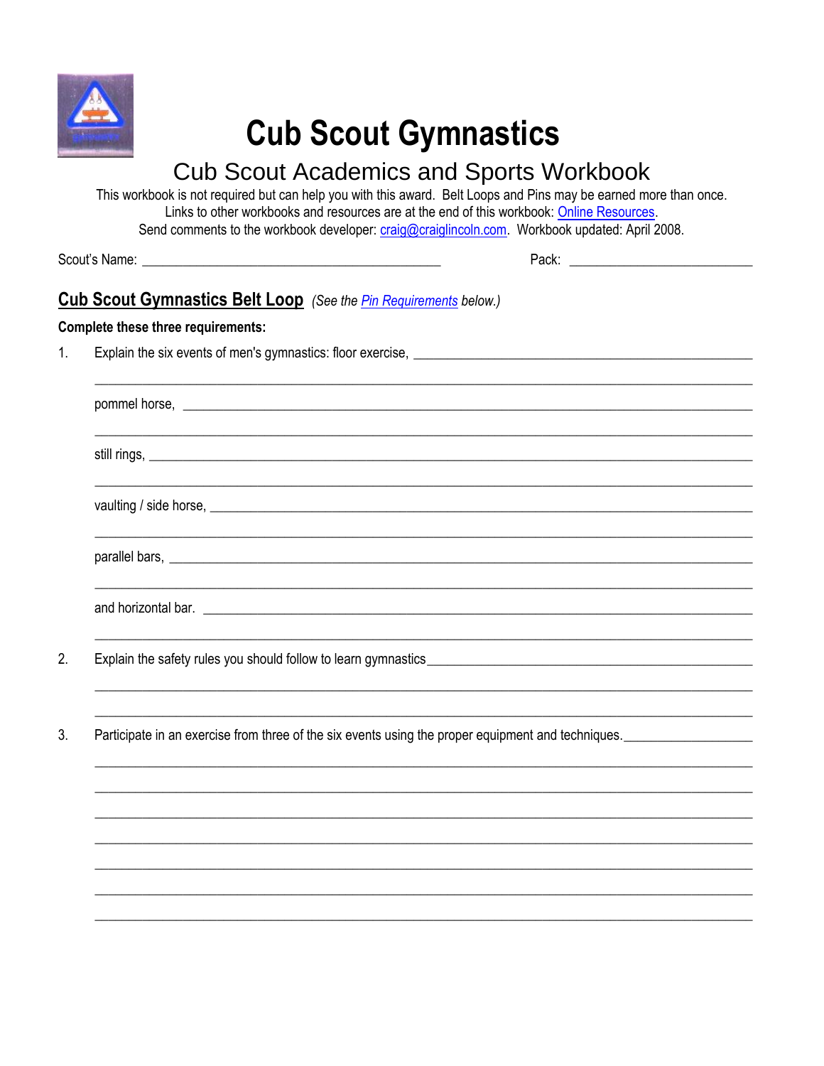# Cub Scout Gymnastics

## Cub Scout Academics and Sports Workbook

This workbook is not required but can help you with this award. Belt Loops and Pins may be earned more than once.
Links to other workbooks and resources are at the end of this workbook: Online Resources.
Send comments to the workbook developer: craig@craiglincoln.com. Workbook updated: April 2008.

Scout's Name: ________________________________________ Pack: ________________________

## Cub Scout Gymnastics Belt Loop *(See the Pin Requirements below.)*

**Complete these three requirements:**

1. Explain the six events of men's gymnastics: floor exercise, ________________________________________________

   ______________________________________________________________________________

   pommel horse, ________________________________________________________________

   ______________________________________________________________________________

   still rings, ___________________________________________________________________

   ______________________________________________________________________________

   vaulting / side horse, _________________________________________________________

   ______________________________________________________________________________

   parallel bars, _________________________________________________________________

   ______________________________________________________________________________

   and horizontal bar. ___________________________________________________________

   ______________________________________________________________________________

2. Explain the safety rules you should follow to learn gymnastics______________________________________

   ______________________________________________________________________________

   ______________________________________________________________________________

3. Participate in an exercise from three of the six events using the proper equipment and techniques.________________

   ______________________________________________________________________________

   ______________________________________________________________________________

   ______________________________________________________________________________

   ______________________________________________________________________________

   ______________________________________________________________________________

   ______________________________________________________________________________

   ______________________________________________________________________________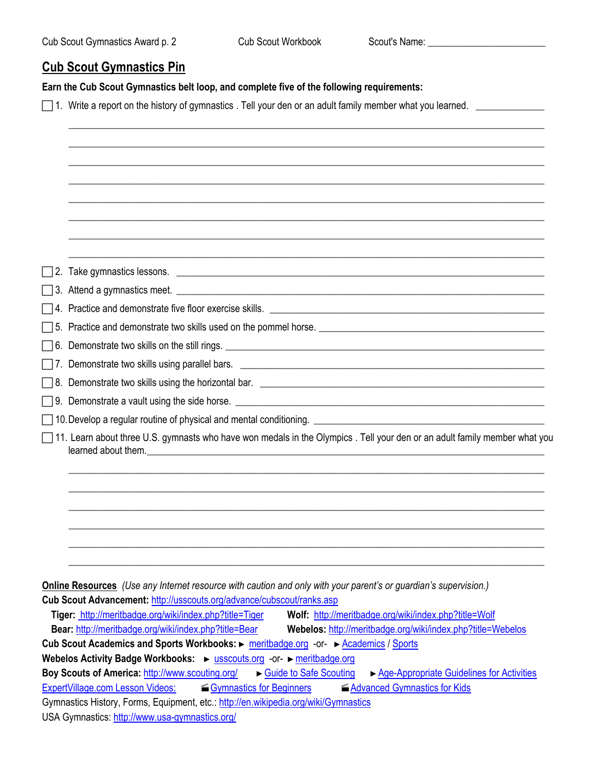## Cub Scout Gymnastics Pin

**Earn the Cub Scout Gymnastics belt loop, and complete five of the following requirements:**

☐ 1. Write a report on the history of gymnastics . Tell your den or an adult family member what you learned. ______________

______________________________________________________________________________

______________________________________________________________________________

______________________________________________________________________________

______________________________________________________________________________

______________________________________________________________________________

______________________________________________________________________________

______________________________________________________________________________

______________________________________________________________________________

☐ 2. Take gymnastics lessons. ______________________________________________________________

☐ 3. Attend a gymnastics meet. ______________________________________________________________

☐ 4. Practice and demonstrate five floor exercise skills. ____________________________________________

☐ 5. Practice and demonstrate two skills used on the pommel horse. ____________________________________

☐ 6. Demonstrate two skills on the still rings. ___________________________________________________

☐ 7. Demonstrate two skills using parallel bars. __________________________________________________

☐ 8. Demonstrate two skills using the horizontal bar. ______________________________________________

☐ 9. Demonstrate a vault using the side horse. ___________________________________________________

☐ 10. Develop a regular routine of physical and mental conditioning. ________________________________

☐ 11. Learn about three U.S. gymnasts who have won medals in the Olympics . Tell your den or an adult family member what you learned about them.______________________________________________________________

______________________________________________________________________________

______________________________________________________________________________

______________________________________________________________________________

______________________________________________________________________________

______________________________________________________________________________

______________________________________________________________________________

**Online Resources** *(Use any Internet resource with caution and only with your parent's or guardian's supervision.)*

**Cub Scout Advancement:** http://usscouts.org/advance/cubscout/ranks.asp

**Tiger:** http://meritbadge.org/wiki/index.php?title=Tiger **Wolf:** http://meritbadge.org/wiki/index.php?title=Wolf

**Bear:** http://meritbadge.org/wiki/index.php?title=Bear **Webelos:** http://meritbadge.org/wiki/index.php?title=Webelos

**Cub Scout Academics and Sports Workbooks:** ► meritbadge.org -or- ► Academics / Sports

**Webelos Activity Badge Workbooks:** ► usscouts.org -or- ► meritbadge.org

**Boy Scouts of America:** http://www.scouting.org/ ► Guide to Safe Scouting ► Age-Appropriate Guidelines for Activities

ExpertVillage.com Lesson Videos: Gymnastics for Beginners Advanced Gymnastics for Kids

Gymnastics History, Forms, Equipment, etc.: http://en.wikipedia.org/wiki/Gymnastics

USA Gymnastics: http://www.usa-gymnastics.org/